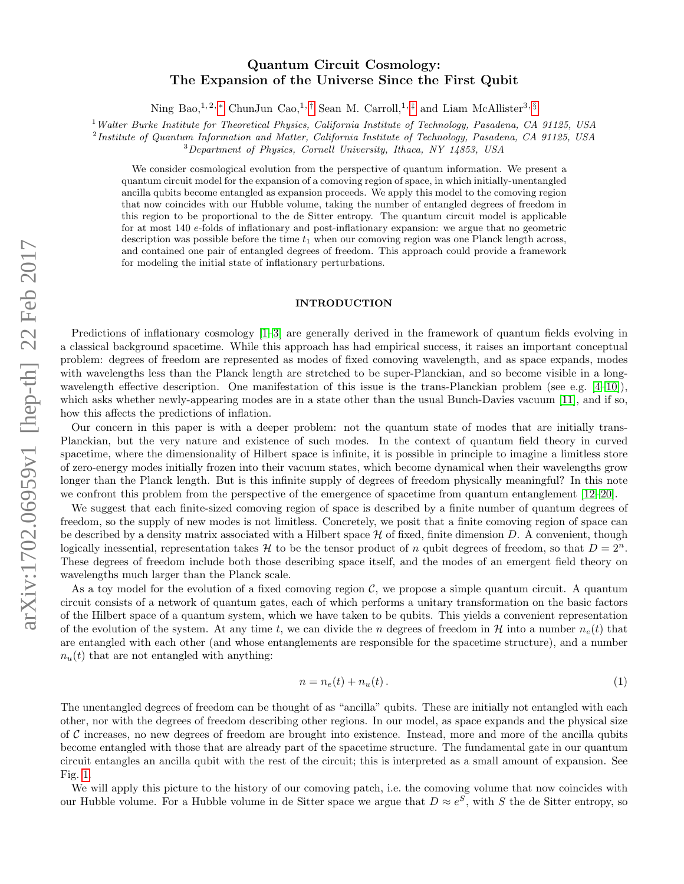# Quantum Circuit Cosmology: The Expansion of the Universe Since the First Qubit

Ning Bao,[1,2,*] ChunJun Cao,[1,†] Sean M. Carroll,[1,‡] and Liam McAllister[3,§]

[1] *Walter Burke Institute for Theoretical Physics, California Institute of Technology, Pasadena, CA 91125, USA*
[2] *Institute of Quantum Information and Matter, California Institute of Technology, Pasadena, CA 91125, USA*
[3] *Department of Physics, Cornell University, Ithaca, NY 14853, USA*

We consider cosmological evolution from the perspective of quantum information. We present a quantum circuit model for the expansion of a comoving region of space, in which initially-unentangled ancilla qubits become entangled as expansion proceeds. We apply this model to the comoving region that now coincides with our Hubble volume, taking the number of entangled degrees of freedom in this region to be proportional to the de Sitter entropy. The quantum circuit model is applicable for at most 140 $e$-folds of inflationary and post-inflationary expansion: we argue that no geometric description was possible before the time $t_1$ when our comoving region was one Planck length across, and contained one pair of entangled degrees of freedom. This approach could provide a framework for modeling the initial state of inflationary perturbations.

## INTRODUCTION

Predictions of inflationary cosmology [1–3] are generally derived in the framework of quantum fields evolving in a classical background spacetime. While this approach has had empirical success, it raises an important conceptual problem: degrees of freedom are represented as modes of fixed comoving wavelength, and as space expands, modes with wavelengths less than the Planck length are stretched to be super-Planckian, and so become visible in a long-wavelength effective description. One manifestation of this issue is the trans-Planckian problem (see e.g. [4–10]), which asks whether newly-appearing modes are in a state other than the usual Bunch-Davies vacuum [11], and if so, how this affects the predictions of inflation.

Our concern in this paper is with a deeper problem: not the quantum state of modes that are initially trans-Planckian, but the very nature and existence of such modes. In the context of quantum field theory in curved spacetime, where the dimensionality of Hilbert space is infinite, it is possible in principle to imagine a limitless store of zero-energy modes initially frozen into their vacuum states, which become dynamical when their wavelengths grow longer than the Planck length. But is this infinite supply of degrees of freedom physically meaningful? In this note we confront this problem from the perspective of the emergence of spacetime from quantum entanglement [12–20].

We suggest that each finite-sized comoving region of space is described by a finite number of quantum degrees of freedom, so the supply of new modes is not limitless. Concretely, we posit that a finite comoving region of space can be described by a density matrix associated with a Hilbert space $\mathcal{H}$ of fixed, finite dimension $D$. A convenient, though logically inessential, representation takes $\mathcal{H}$ to be the tensor product of $n$ qubit degrees of freedom, so that $D = 2^n$. These degrees of freedom include both those describing space itself, and the modes of an emergent field theory on wavelengths much larger than the Planck scale.

As a toy model for the evolution of a fixed comoving region $\mathcal{C}$, we propose a simple quantum circuit. A quantum circuit consists of a network of quantum gates, each of which performs a unitary transformation on the basic factors of the Hilbert space of a quantum system, which we have taken to be qubits. This yields a convenient representation of the evolution of the system. At any time $t$, we can divide the $n$ degrees of freedom in $\mathcal{H}$ into a number $n_e(t)$ that are entangled with each other (and whose entanglements are responsible for the spacetime structure), and a number $n_u(t)$ that are not entangled with anything:

$$n = n_e(t) + n_u(t)\,. \tag{1}$$

The unentangled degrees of freedom can be thought of as "ancilla" qubits. These are initially not entangled with each other, nor with the degrees of freedom describing other regions. In our model, as space expands and the physical size of $\mathcal{C}$ increases, no new degrees of freedom are brought into existence. Instead, more and more of the ancilla qubits become entangled with those that are already part of the spacetime structure. The fundamental gate in our quantum circuit entangles an ancilla qubit with the rest of the circuit; this is interpreted as a small amount of expansion. See Fig. 1.

We will apply this picture to the history of our comoving patch, i.e. the comoving volume that now coincides with our Hubble volume. For a Hubble volume in de Sitter space we argue that $D \approx e^S$, with $S$ the de Sitter entropy, so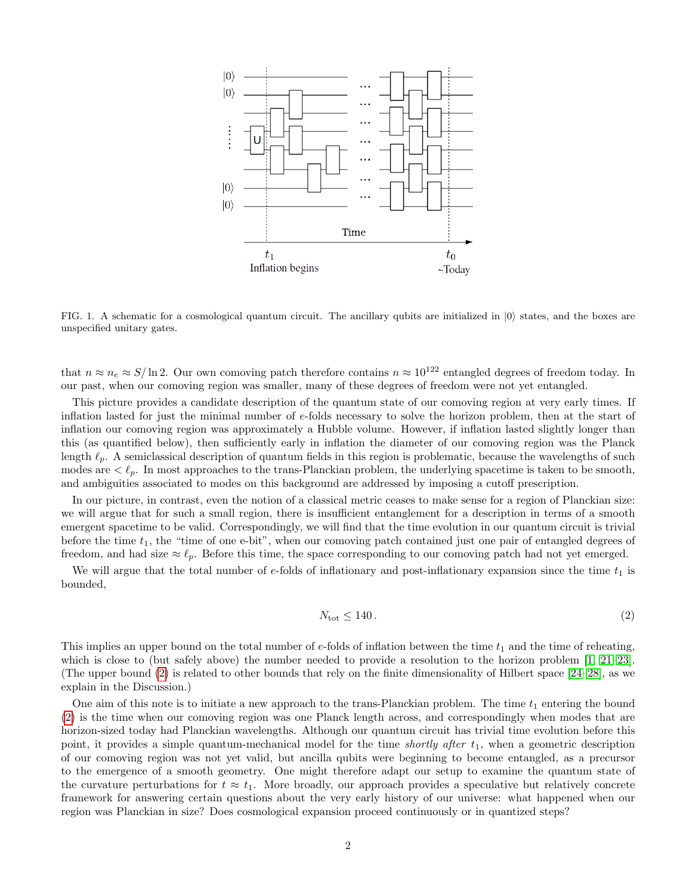FIG. 1. A schematic for a cosmological quantum circuit. The ancillary qubits are initialized in $|0\rangle$ states, and the boxes are unspecified unitary gates.

that $n \approx n_e \approx S/\ln 2$. Our own comoving patch therefore contains $n \approx 10^{122}$ entangled degrees of freedom today. In our past, when our comoving region was smaller, many of these degrees of freedom were not yet entangled.

This picture provides a candidate description of the quantum state of our comoving region at very early times. If inflation lasted for just the minimal number of $e$-folds necessary to solve the horizon problem, then at the start of inflation our comoving region was approximately a Hubble volume. However, if inflation lasted slightly longer than this (as quantified below), then sufficiently early in inflation the diameter of our comoving region was the Planck length $\ell_p$. A semiclassical description of quantum fields in this region is problematic, because the wavelengths of such modes are $< \ell_p$. In most approaches to the trans-Planckian problem, the underlying spacetime is taken to be smooth, and ambiguities associated to modes on this background are addressed by imposing a cutoff prescription.

In our picture, in contrast, even the notion of a classical metric ceases to make sense for a region of Planckian size: we will argue that for such a small region, there is insufficient entanglement for a description in terms of a smooth emergent spacetime to be valid. Correspondingly, we will find that the time evolution in our quantum circuit is trivial before the time $t_1$, the "time of one e-bit", when our comoving patch contained just one pair of entangled degrees of freedom, and had size $\approx \ell_p$. Before this time, the space corresponding to our comoving patch had not yet emerged.

We will argue that the total number of $e$-folds of inflationary and post-inflationary expansion since the time $t_1$ is bounded,

$$N_{\rm tot} \leq 140\,. \tag{2}$$

This implies an upper bound on the total number of $e$-folds of inflation between the time $t_1$ and the time of reheating, which is close to (but safely above) the number needed to provide a resolution to the horizon problem [1, 21–23]. (The upper bound (2) is related to other bounds that rely on the finite dimensionality of Hilbert space [24–28], as we explain in the Discussion.)

One aim of this note is to initiate a new approach to the trans-Planckian problem. The time $t_1$ entering the bound (2) is the time when our comoving region was one Planck length across, and correspondingly when modes that are horizon-sized today had Planckian wavelengths. Although our quantum circuit has trivial time evolution before this point, it provides a simple quantum-mechanical model for the time *shortly after* $t_1$, when a geometric description of our comoving region was not yet valid, but ancilla qubits were beginning to become entangled, as a precursor to the emergence of a smooth geometry. One might therefore adapt our setup to examine the quantum state of the curvature perturbations for $t \approx t_1$. More broadly, our approach provides a speculative but relatively concrete framework for answering certain questions about the very early history of our universe: what happened when our region was Planckian in size? Does cosmological expansion proceed continuously or in quantized steps?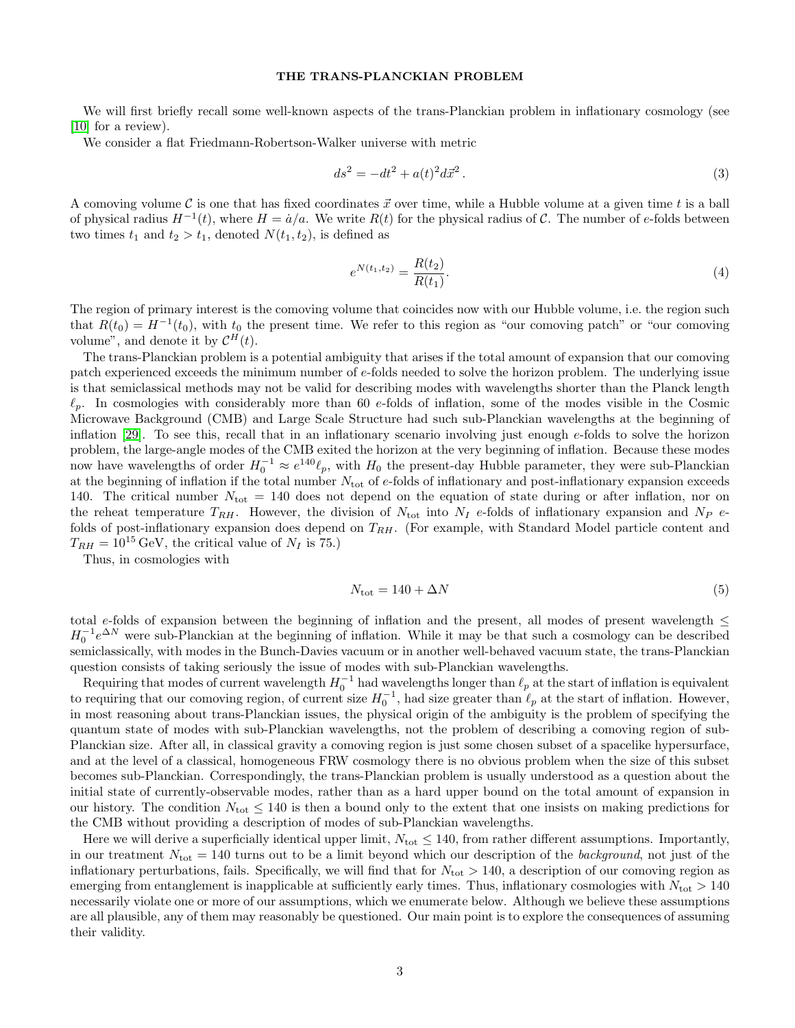## THE TRANS-PLANCKIAN PROBLEM

We will first briefly recall some well-known aspects of the trans-Planckian problem in inflationary cosmology (see [10] for a review).

We consider a flat Friedmann-Robertson-Walker universe with metric

$$ds^2 = -dt^2 + a(t)^2 d\vec{x}^2 \,. \tag{3}$$

A comoving volume $\mathcal{C}$ is one that has fixed coordinates $\vec{x}$ over time, while a Hubble volume at a given time $t$ is a ball of physical radius $H^{-1}(t)$, where $H = \dot{a}/a$. We write $R(t)$ for the physical radius of $\mathcal{C}$. The number of $e$-folds between two times $t_1$ and $t_2 > t_1$, denoted $N(t_1, t_2)$, is defined as

$$e^{N(t_1,t_2)} = \frac{R(t_2)}{R(t_1)}. \tag{4}$$

The region of primary interest is the comoving volume that coincides now with our Hubble volume, i.e. the region such that $R(t_0) = H^{-1}(t_0)$, with $t_0$ the present time. We refer to this region as "our comoving patch" or "our comoving volume", and denote it by $\mathcal{C}^H(t)$.

The trans-Planckian problem is a potential ambiguity that arises if the total amount of expansion that our comoving patch experienced exceeds the minimum number of $e$-folds needed to solve the horizon problem. The underlying issue is that semiclassical methods may not be valid for describing modes with wavelengths shorter than the Planck length $\ell_p$. In cosmologies with considerably more than 60 $e$-folds of inflation, some of the modes visible in the Cosmic Microwave Background (CMB) and Large Scale Structure had such sub-Planckian wavelengths at the beginning of inflation [29]. To see this, recall that in an inflationary scenario involving just enough $e$-folds to solve the horizon problem, the large-angle modes of the CMB exited the horizon at the very beginning of inflation. Because these modes now have wavelengths of order $H_0^{-1} \approx e^{140}\ell_p$, with $H_0$ the present-day Hubble parameter, they were sub-Planckian at the beginning of inflation if the total number $N_{\rm tot}$ of $e$-folds of inflationary and post-inflationary expansion exceeds 140. The critical number $N_{\rm tot} = 140$ does not depend on the equation of state during or after inflation, nor on the reheat temperature $T_{RH}$. However, the division of $N_{\rm tot}$ into $N_I$ $e$-folds of inflationary expansion and $N_P$ $e$-folds of post-inflationary expansion does depend on $T_{RH}$. (For example, with Standard Model particle content and $T_{RH} = 10^{15}\,\text{GeV}$, the critical value of $N_I$ is 75.)

Thus, in cosmologies with

$$N_{\rm tot} = 140 + \Delta N \tag{5}$$

total $e$-folds of expansion between the beginning of inflation and the present, all modes of present wavelength $\leq H_0^{-1}e^{\Delta N}$ were sub-Planckian at the beginning of inflation. While it may be that such a cosmology can be described semiclassically, with modes in the Bunch-Davies vacuum or in another well-behaved vacuum state, the trans-Planckian question consists of taking seriously the issue of modes with sub-Planckian wavelengths.

Requiring that modes of current wavelength $H_0^{-1}$ had wavelengths longer than $\ell_p$ at the start of inflation is equivalent to requiring that our comoving region, of current size $H_0^{-1}$, had size greater than $\ell_p$ at the start of inflation. However, in most reasoning about trans-Planckian issues, the physical origin of the ambiguity is the problem of specifying the quantum state of modes with sub-Planckian wavelengths, not the problem of describing a comoving region of sub-Planckian size. After all, in classical gravity a comoving region is just some chosen subset of a spacelike hypersurface, and at the level of a classical, homogeneous FRW cosmology there is no obvious problem when the size of this subset becomes sub-Planckian. Correspondingly, the trans-Planckian problem is usually understood as a question about the initial state of currently-observable modes, rather than as a hard upper bound on the total amount of expansion in our history. The condition $N_{\rm tot} \leq 140$ is then a bound only to the extent that one insists on making predictions for the CMB without providing a description of modes of sub-Planckian wavelengths.

Here we will derive a superficially identical upper limit, $N_{\rm tot} \leq 140$, from rather different assumptions. Importantly, in our treatment $N_{\rm tot} = 140$ turns out to be a limit beyond which our description of the *background*, not just of the inflationary perturbations, fails. Specifically, we will find that for $N_{\rm tot} > 140$, a description of our comoving region as emerging from entanglement is inapplicable at sufficiently early times. Thus, inflationary cosmologies with $N_{\rm tot} > 140$ necessarily violate one or more of our assumptions, which we enumerate below. Although we believe these assumptions are all plausible, any of them may reasonably be questioned. Our main point is to explore the consequences of assuming their validity.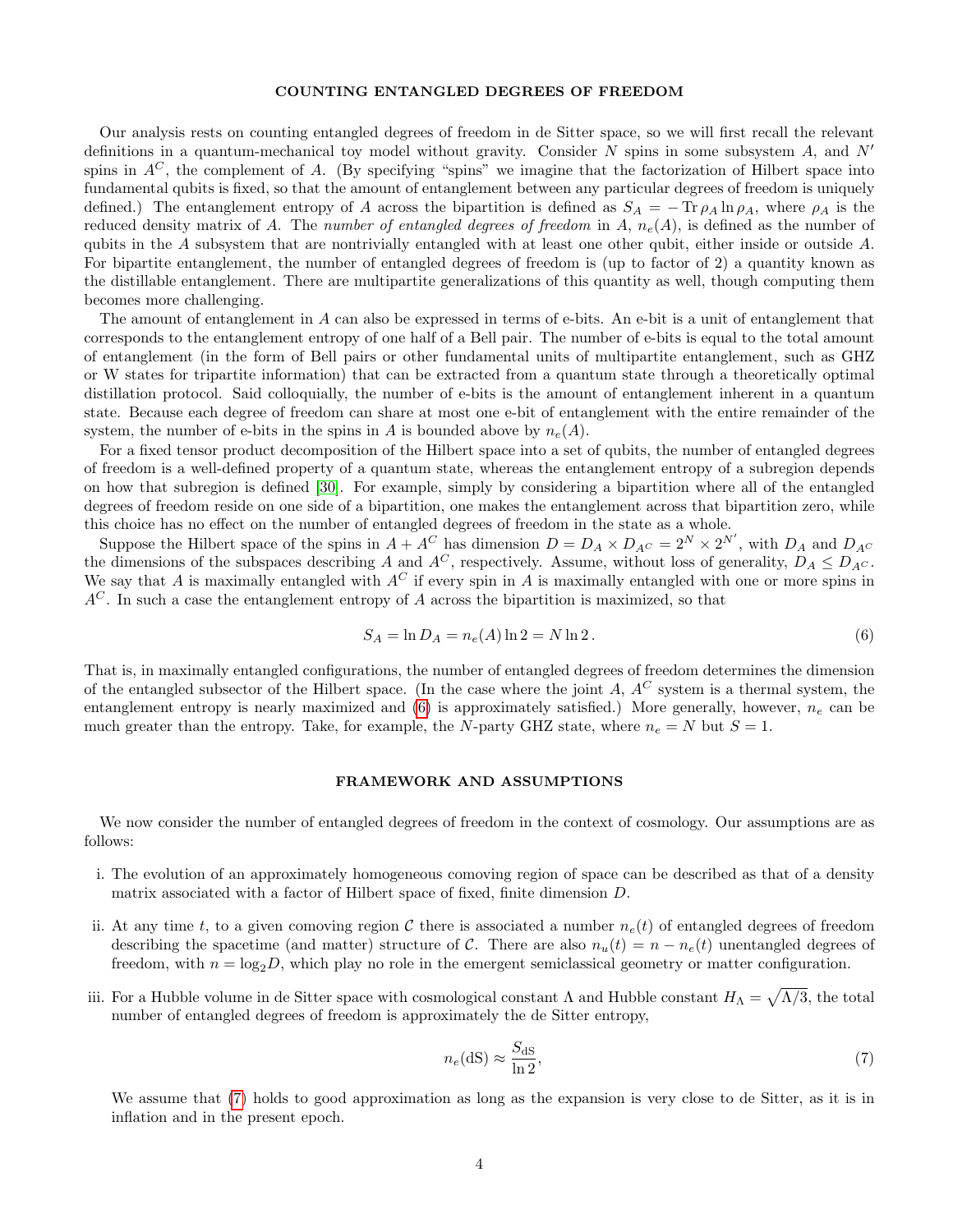## COUNTING ENTANGLED DEGREES OF FREEDOM

Our analysis rests on counting entangled degrees of freedom in de Sitter space, so we will first recall the relevant definitions in a quantum-mechanical toy model without gravity. Consider $N$ spins in some subsystem $A$, and $N'$ spins in $A^C$, the complement of $A$. (By specifying "spins" we imagine that the factorization of Hilbert space into fundamental qubits is fixed, so that the amount of entanglement between any particular degrees of freedom is uniquely defined.) The entanglement entropy of $A$ across the bipartition is defined as $S_A = -\operatorname{Tr}\rho_A \ln \rho_A$, where $\rho_A$ is the reduced density matrix of $A$. The *number of entangled degrees of freedom* in $A$, $n_e(A)$, is defined as the number of qubits in the $A$ subsystem that are nontrivially entangled with at least one other qubit, either inside or outside $A$. For bipartite entanglement, the number of entangled degrees of freedom is (up to factor of 2) a quantity known as the distillable entanglement. There are multipartite generalizations of this quantity as well, though computing them becomes more challenging.

The amount of entanglement in $A$ can also be expressed in terms of e-bits. An e-bit is a unit of entanglement that corresponds to the entanglement entropy of one half of a Bell pair. The number of e-bits is equal to the total amount of entanglement (in the form of Bell pairs or other fundamental units of multipartite entanglement, such as GHZ or W states for tripartite information) that can be extracted from a quantum state through a theoretically optimal distillation protocol. Said colloquially, the number of e-bits is the amount of entanglement inherent in a quantum state. Because each degree of freedom can share at most one e-bit of entanglement with the entire remainder of the system, the number of e-bits in the spins in $A$ is bounded above by $n_e(A)$.

For a fixed tensor product decomposition of the Hilbert space into a set of qubits, the number of entangled degrees of freedom is a well-defined property of a quantum state, whereas the entanglement entropy of a subregion depends on how that subregion is defined [30]. For example, simply by considering a bipartition where all of the entangled degrees of freedom reside on one side of a bipartition, one makes the entanglement across that bipartition zero, while this choice has no effect on the number of entangled degrees of freedom in the state as a whole.

Suppose the Hilbert space of the spins in $A + A^C$ has dimension $D = D_A \times D_{A^C} = 2^N \times 2^{N'}$, with $D_A$ and $D_{A^C}$ the dimensions of the subspaces describing $A$ and $A^C$, respectively. Assume, without loss of generality, $D_A \leq D_{A^C}$. We say that $A$ is maximally entangled with $A^C$ if every spin in $A$ is maximally entangled with one or more spins in $A^C$. In such a case the entanglement entropy of $A$ across the bipartition is maximized, so that

$$S_A = \ln D_A = n_e(A) \ln 2 = N \ln 2\,. \tag{6}$$

That is, in maximally entangled configurations, the number of entangled degrees of freedom determines the dimension of the entangled subsector of the Hilbert space. (In the case where the joint $A$, $A^C$ system is a thermal system, the entanglement entropy is nearly maximized and (6) is approximately satisfied.) More generally, however, $n_e$ can be much greater than the entropy. Take, for example, the $N$-party GHZ state, where $n_e = N$ but $S = 1$.

## FRAMEWORK AND ASSUMPTIONS

We now consider the number of entangled degrees of freedom in the context of cosmology. Our assumptions are as follows:

i. The evolution of an approximately homogeneous comoving region of space can be described as that of a density matrix associated with a factor of Hilbert space of fixed, finite dimension $D$.

ii. At any time $t$, to a given comoving region $\mathcal{C}$ there is associated a number $n_e(t)$ of entangled degrees of freedom describing the spacetime (and matter) structure of $\mathcal{C}$. There are also $n_u(t) = n - n_e(t)$ unentangled degrees of freedom, with $n = \log_2 D$, which play no role in the emergent semiclassical geometry or matter configuration.

iii. For a Hubble volume in de Sitter space with cosmological constant $\Lambda$ and Hubble constant $H_\Lambda = \sqrt{\Lambda/3}$, the total number of entangled degrees of freedom is approximately the de Sitter entropy,

$$n_e(\mathrm{dS}) \approx \frac{S_{\mathrm{dS}}}{\ln 2}, \tag{7}$$

We assume that (7) holds to good approximation as long as the expansion is very close to de Sitter, as it is in inflation and in the present epoch.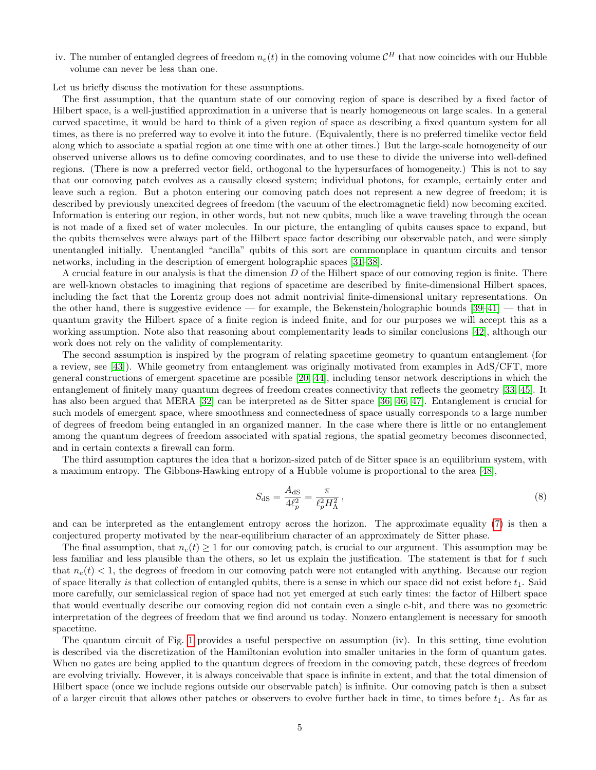iv. The number of entangled degrees of freedom $n_e(t)$ in the comoving volume $\mathcal{C}^H$ that now coincides with our Hubble volume can never be less than one.

Let us briefly discuss the motivation for these assumptions.

The first assumption, that the quantum state of our comoving region of space is described by a fixed factor of Hilbert space, is a well-justified approximation in a universe that is nearly homogeneous on large scales. In a general curved spacetime, it would be hard to think of a given region of space as describing a fixed quantum system for all times, as there is no preferred way to evolve it into the future. (Equivalently, there is no preferred timelike vector field along which to associate a spatial region at one time with one at other times.) But the large-scale homogeneity of our observed universe allows us to define comoving coordinates, and to use these to divide the universe into well-defined regions. (There is now a preferred vector field, orthogonal to the hypersurfaces of homogeneity.) This is not to say that our comoving patch evolves as a causally closed system; individual photons, for example, certainly enter and leave such a region. But a photon entering our comoving patch does not represent a new degree of freedom; it is described by previously unexcited degrees of freedom (the vacuum of the electromagnetic field) now becoming excited. Information is entering our region, in other words, but not new qubits, much like a wave traveling through the ocean is not made of a fixed set of water molecules. In our picture, the entangling of qubits causes space to expand, but the qubits themselves were always part of the Hilbert space factor describing our observable patch, and were simply unentangled initially. Unentangled "ancilla" qubits of this sort are commonplace in quantum circuits and tensor networks, including in the description of emergent holographic spaces [31–38].

A crucial feature in our analysis is that the dimension $D$ of the Hilbert space of our comoving region is finite. There are well-known obstacles to imagining that regions of spacetime are described by finite-dimensional Hilbert spaces, including the fact that the Lorentz group does not admit nontrivial finite-dimensional unitary representations. On the other hand, there is suggestive evidence — for example, the Bekenstein/holographic bounds [39–41] — that in quantum gravity the Hilbert space of a finite region is indeed finite, and for our purposes we will accept this as a working assumption. Note also that reasoning about complementarity leads to similar conclusions [42], although our work does not rely on the validity of complementarity.

The second assumption is inspired by the program of relating spacetime geometry to quantum entanglement (for a review, see [43]). While geometry from entanglement was originally motivated from examples in AdS/CFT, more general constructions of emergent spacetime are possible [20, 44], including tensor network descriptions in which the entanglement of finitely many quantum degrees of freedom creates connectivity that reflects the geometry [33, 45]. It has also been argued that MERA [32] can be interpreted as de Sitter space [36, 46, 47]. Entanglement is crucial for such models of emergent space, where smoothness and connectedness of space usually corresponds to a large number of degrees of freedom being entangled in an organized manner. In the case where there is little or no entanglement among the quantum degrees of freedom associated with spatial regions, the spatial geometry becomes disconnected, and in certain contexts a firewall can form.

The third assumption captures the idea that a horizon-sized patch of de Sitter space is an equilibrium system, with a maximum entropy. The Gibbons-Hawking entropy of a Hubble volume is proportional to the area [48],

$$S_{\mathrm{dS}} = \frac{A_{\mathrm{dS}}}{4\ell_p^2} = \frac{\pi}{\ell_p^2 H_\Lambda^2}\,, \tag{8}$$

and can be interpreted as the entanglement entropy across the horizon. The approximate equality (7) is then a conjectured property motivated by the near-equilibrium character of an approximately de Sitter phase.

The final assumption, that $n_e(t) \geq 1$ for our comoving patch, is crucial to our argument. This assumption may be less familiar and less plausible than the others, so let us explain the justification. The statement is that for $t$ such that $n_e(t) < 1$, the degrees of freedom in our comoving patch were not entangled with anything. Because our region of space literally *is* that collection of entangled qubits, there is a sense in which our space did not exist before $t_1$. Said more carefully, our semiclassical region of space had not yet emerged at such early times: the factor of Hilbert space that would eventually describe our comoving region did not contain even a single e-bit, and there was no geometric interpretation of the degrees of freedom that we find around us today. Nonzero entanglement is necessary for smooth spacetime.

The quantum circuit of Fig. 1 provides a useful perspective on assumption (iv). In this setting, time evolution is described via the discretization of the Hamiltonian evolution into smaller unitaries in the form of quantum gates. When no gates are being applied to the quantum degrees of freedom in the comoving patch, these degrees of freedom are evolving trivially. However, it is always conceivable that space is infinite in extent, and that the total dimension of Hilbert space (once we include regions outside our observable patch) is infinite. Our comoving patch is then a subset of a larger circuit that allows other patches or observers to evolve further back in time, to times before $t_1$. As far as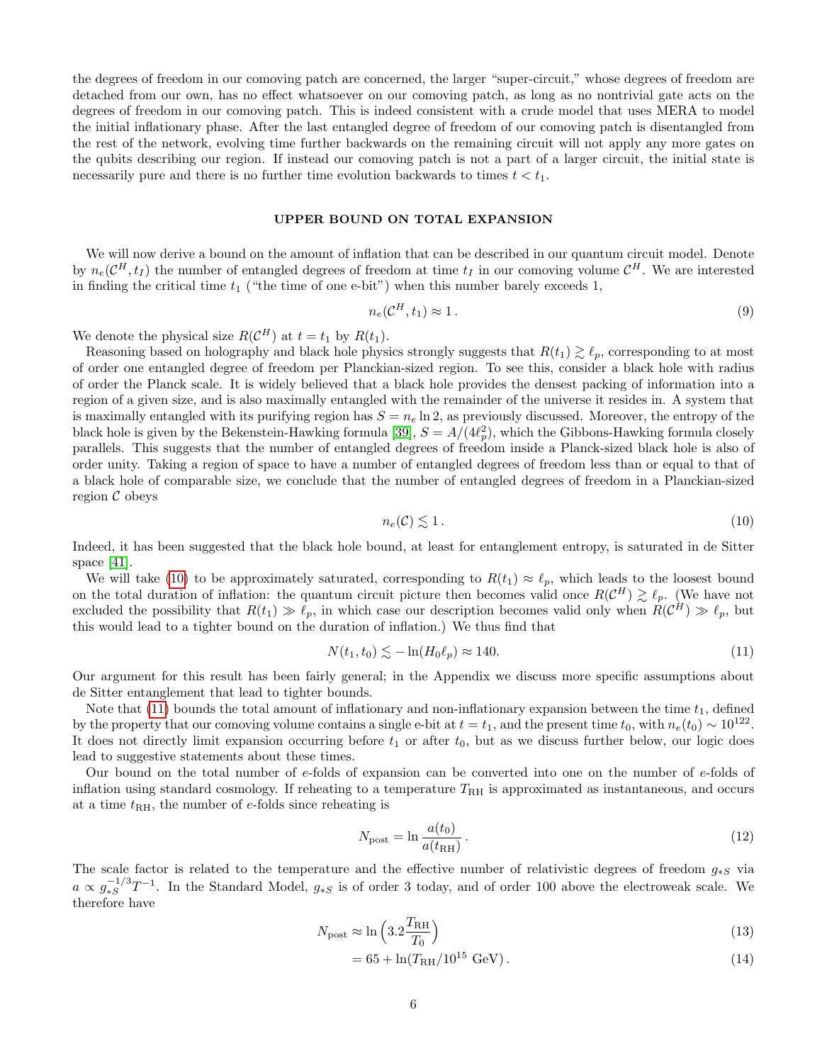the degrees of freedom in our comoving patch are concerned, the larger "super-circuit," whose degrees of freedom are detached from our own, has no effect whatsoever on our comoving patch, as long as no nontrivial gate acts on the degrees of freedom in our comoving patch. This is indeed consistent with a crude model that uses MERA to model the initial inflationary phase. After the last entangled degree of freedom of our comoving patch is disentangled from the rest of the network, evolving time further backwards on the remaining circuit will not apply any more gates on the qubits describing our region. If instead our comoving patch is not a part of a larger circuit, the initial state is necessarily pure and there is no further time evolution backwards to times $t < t_1$.

## UPPER BOUND ON TOTAL EXPANSION

We will now derive a bound on the amount of inflation that can be described in our quantum circuit model. Denote by $n_e(\mathcal{C}^H, t_I)$ the number of entangled degrees of freedom at time $t_I$ in our comoving volume $\mathcal{C}^H$. We are interested in finding the critical time $t_1$ ("the time of one e-bit") when this number barely exceeds 1,

$$n_e(\mathcal{C}^H, t_1) \approx 1\,. \tag{9}$$

We denote the physical size $R(\mathcal{C}^H)$ at $t = t_1$ by $R(t_1)$.

Reasoning based on holography and black hole physics strongly suggests that $R(t_1) \gtrsim \ell_p$, corresponding to at most of order one entangled degree of freedom per Planckian-sized region. To see this, consider a black hole with radius of order the Planck scale. It is widely believed that a black hole provides the densest packing of information into a region of a given size, and is also maximally entangled with the remainder of the universe it resides in. A system that is maximally entangled with its purifying region has $S = n_e \ln 2$, as previously discussed. Moreover, the entropy of the black hole is given by the Bekenstein-Hawking formula [39], $S = A/(4\ell_p^2)$, which the Gibbons-Hawking formula closely parallels. This suggests that the number of entangled degrees of freedom inside a Planck-sized black hole is also of order unity. Taking a region of space to have a number of entangled degrees of freedom less than or equal to that of a black hole of comparable size, we conclude that the number of entangled degrees of freedom in a Planckian-sized region $\mathcal{C}$ obeys

$$n_e(\mathcal{C}) \lesssim 1\,. \tag{10}$$

Indeed, it has been suggested that the black hole bound, at least for entanglement entropy, is saturated in de Sitter space [41].

We will take (10) to be approximately saturated, corresponding to $R(t_1) \approx \ell_p$, which leads to the loosest bound on the total duration of inflation: the quantum circuit picture then becomes valid once $R(\mathcal{C}^H) \gtrsim \ell_p$. (We have not excluded the possibility that $R(t_1) \gg \ell_p$, in which case our description becomes valid only when $R(\mathcal{C}^H) \gg \ell_p$, but this would lead to a tighter bound on the duration of inflation.) We thus find that

$$N(t_1, t_0) \lesssim -\ln(H_0 \ell_p) \approx 140. \tag{11}$$

Our argument for this result has been fairly general; in the Appendix we discuss more specific assumptions about de Sitter entanglement that lead to tighter bounds.

Note that (11) bounds the total amount of inflationary and non-inflationary expansion between the time $t_1$, defined by the property that our comoving volume contains a single e-bit at $t = t_1$, and the present time $t_0$, with $n_e(t_0) \sim 10^{122}$. It does not directly limit expansion occurring before $t_1$ or after $t_0$, but as we discuss further below, our logic does lead to suggestive statements about these times.

Our bound on the total number of $e$-folds of expansion can be converted into one on the number of $e$-folds of inflation using standard cosmology. If reheating to a temperature $T_{\rm RH}$ is approximated as instantaneous, and occurs at a time $t_{\rm RH}$, the number of $e$-folds since reheating is

$$N_{\rm post} = \ln \frac{a(t_0)}{a(t_{\rm RH})}\,. \tag{12}$$

The scale factor is related to the temperature and the effective number of relativistic degrees of freedom $g_{*S}$ via $a \propto g_{*S}^{-1/3} T^{-1}$. In the Standard Model, $g_{*S}$ is of order 3 today, and of order 100 above the electroweak scale. We therefore have

$$N_{\rm post} \approx \ln\left(3.2 \frac{T_{\rm RH}}{T_0}\right) \tag{13}$$

$$= 65 + \ln(T_{\rm RH}/10^{15}\ \text{GeV})\,. \tag{14}$$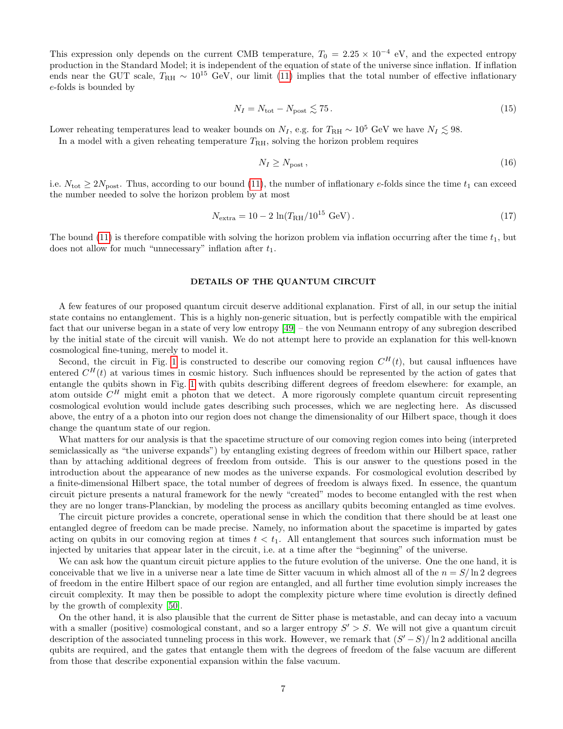This expression only depends on the current CMB temperature, $T_0 = 2.25 \times 10^{-4}$ eV, and the expected entropy production in the Standard Model; it is independent of the equation of state of the universe since inflation. If inflation ends near the GUT scale, $T_{\rm RH} \sim 10^{15}$ GeV, our limit (11) implies that the total number of effective inflationary $e$-folds is bounded by

$$N_I = N_{\rm tot} - N_{\rm post} \lesssim 75\,. \tag{15}$$

Lower reheating temperatures lead to weaker bounds on $N_I$, e.g. for $T_{\rm RH} \sim 10^5$ GeV we have $N_I \lesssim 98$.

In a model with a given reheating temperature $T_{\rm RH}$, solving the horizon problem requires

$$N_I \geq N_{\rm post}\,, \tag{16}$$

i.e. $N_{\rm tot} \geq 2N_{\rm post}$. Thus, according to our bound (11), the number of inflationary $e$-folds since the time $t_1$ can exceed the number needed to solve the horizon problem by at most

$$N_{\rm extra} = 10 - 2\,\ln(T_{\rm RH}/10^{15}\text{ GeV})\,. \tag{17}$$

The bound (11) is therefore compatible with solving the horizon problem via inflation occurring after the time $t_1$, but does not allow for much "unnecessary" inflation after $t_1$.

## DETAILS OF THE QUANTUM CIRCUIT

A few features of our proposed quantum circuit deserve additional explanation. First of all, in our setup the initial state contains no entanglement. This is a highly non-generic situation, but is perfectly compatible with the empirical fact that our universe began in a state of very low entropy [49] – the von Neumann entropy of any subregion described by the initial state of the circuit will vanish. We do not attempt here to provide an explanation for this well-known cosmological fine-tuning, merely to model it.

Second, the circuit in Fig. 1 is constructed to describe our comoving region $C^H(t)$, but causal influences have entered $C^H(t)$ at various times in cosmic history. Such influences should be represented by the action of gates that entangle the qubits shown in Fig. 1 with qubits describing different degrees of freedom elsewhere: for example, an atom outside $C^H$ might emit a photon that we detect. A more rigorously complete quantum circuit representing cosmological evolution would include gates describing such processes, which we are neglecting here. As discussed above, the entry of a a photon into our region does not change the dimensionality of our Hilbert space, though it does change the quantum state of our region.

What matters for our analysis is that the spacetime structure of our comoving region comes into being (interpreted semiclassically as "the universe expands") by entangling existing degrees of freedom within our Hilbert space, rather than by attaching additional degrees of freedom from outside. This is our answer to the questions posed in the introduction about the appearance of new modes as the universe expands. For cosmological evolution described by a finite-dimensional Hilbert space, the total number of degrees of freedom is always fixed. In essence, the quantum circuit picture presents a natural framework for the newly "created" modes to become entangled with the rest when they are no longer trans-Planckian, by modeling the process as ancillary qubits becoming entangled as time evolves.

The circuit picture provides a concrete, operational sense in which the condition that there should be at least one entangled degree of freedom can be made precise. Namely, no information about the spacetime is imparted by gates acting on qubits in our comoving region at times $t < t_1$. All entanglement that sources such information must be injected by unitaries that appear later in the circuit, i.e. at a time after the "beginning" of the universe.

We can ask how the quantum circuit picture applies to the future evolution of the universe. One the one hand, it is conceivable that we live in a universe near a late time de Sitter vacuum in which almost all of the $n = S/\ln 2$ degrees of freedom in the entire Hilbert space of our region are entangled, and all further time evolution simply increases the circuit complexity. It may then be possible to adopt the complexity picture where time evolution is directly defined by the growth of complexity [50].

On the other hand, it is also plausible that the current de Sitter phase is metastable, and can decay into a vacuum with a smaller (positive) cosmological constant, and so a larger entropy $S' > S$. We will not give a quantum circuit description of the associated tunneling process in this work. However, we remark that $(S' - S)/\ln 2$ additional ancilla qubits are required, and the gates that entangle them with the degrees of freedom of the false vacuum are different from those that describe exponential expansion within the false vacuum.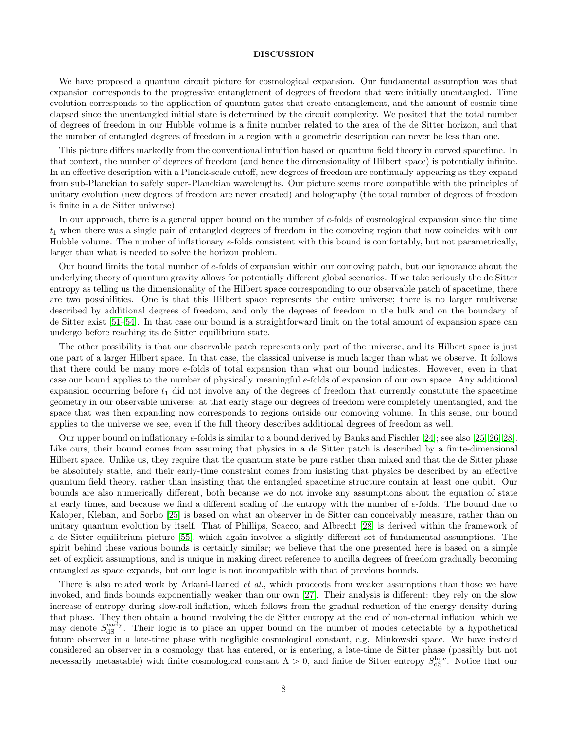## DISCUSSION

We have proposed a quantum circuit picture for cosmological expansion. Our fundamental assumption was that expansion corresponds to the progressive entanglement of degrees of freedom that were initially unentangled. Time evolution corresponds to the application of quantum gates that create entanglement, and the amount of cosmic time elapsed since the unentangled initial state is determined by the circuit complexity. We posited that the total number of degrees of freedom in our Hubble volume is a finite number related to the area of the de Sitter horizon, and that the number of entangled degrees of freedom in a region with a geometric description can never be less than one.

This picture differs markedly from the conventional intuition based on quantum field theory in curved spacetime. In that context, the number of degrees of freedom (and hence the dimensionality of Hilbert space) is potentially infinite. In an effective description with a Planck-scale cutoff, new degrees of freedom are continually appearing as they expand from sub-Planckian to safely super-Planckian wavelengths. Our picture seems more compatible with the principles of unitary evolution (new degrees of freedom are never created) and holography (the total number of degrees of freedom is finite in a de Sitter universe).

In our approach, there is a general upper bound on the number of $e$-folds of cosmological expansion since the time $t_1$ when there was a single pair of entangled degrees of freedom in the comoving region that now coincides with our Hubble volume. The number of inflationary $e$-folds consistent with this bound is comfortably, but not parametrically, larger than what is needed to solve the horizon problem.

Our bound limits the total number of $e$-folds of expansion within our comoving patch, but our ignorance about the underlying theory of quantum gravity allows for potentially different global scenarios. If we take seriously the de Sitter entropy as telling us the dimensionality of the Hilbert space corresponding to our observable patch of spacetime, there are two possibilities. One is that this Hilbert space represents the entire universe; there is no larger multiverse described by additional degrees of freedom, and only the degrees of freedom in the bulk and on the boundary of de Sitter exist [51–54]. In that case our bound is a straightforward limit on the total amount of expansion space can undergo before reaching its de Sitter equilibrium state.

The other possibility is that our observable patch represents only part of the universe, and its Hilbert space is just one part of a larger Hilbert space. In that case, the classical universe is much larger than what we observe. It follows that there could be many more $e$-folds of total expansion than what our bound indicates. However, even in that case our bound applies to the number of physically meaningful $e$-folds of expansion of our own space. Any additional expansion occurring before $t_1$ did not involve any of the degrees of freedom that currently constitute the spacetime geometry in our observable universe: at that early stage our degrees of freedom were completely unentangled, and the space that was then expanding now corresponds to regions outside our comoving volume. In this sense, our bound applies to the universe we see, even if the full theory describes additional degrees of freedom as well.

Our upper bound on inflationary $e$-folds is similar to a bound derived by Banks and Fischler [24]; see also [25, 26, 28]. Like ours, their bound comes from assuming that physics in a de Sitter patch is described by a finite-dimensional Hilbert space. Unlike us, they require that the quantum state be pure rather than mixed and that the de Sitter phase be absolutely stable, and their early-time constraint comes from insisting that physics be described by an effective quantum field theory, rather than insisting that the entangled spacetime structure contain at least one qubit. Our bounds are also numerically different, both because we do not invoke any assumptions about the equation of state at early times, and because we find a different scaling of the entropy with the number of $e$-folds. The bound due to Kaloper, Kleban, and Sorbo [25] is based on what an observer in de Sitter can conceivably measure, rather than on unitary quantum evolution by itself. That of Phillips, Scacco, and Albrecht [28] is derived within the framework of a de Sitter equilibrium picture [55], which again involves a slightly different set of fundamental assumptions. The spirit behind these various bounds is certainly similar; we believe that the one presented here is based on a simple set of explicit assumptions, and is unique in making direct reference to ancilla degrees of freedom gradually becoming entangled as space expands, but our logic is not incompatible with that of previous bounds.

There is also related work by Arkani-Hamed *et al.*, which proceeds from weaker assumptions than those we have invoked, and finds bounds exponentially weaker than our own [27]. Their analysis is different: they rely on the slow increase of entropy during slow-roll inflation, which follows from the gradual reduction of the energy density during that phase. They then obtain a bound involving the de Sitter entropy at the end of non-eternal inflation, which we may denote $S_{\rm dS}^{\rm early}$. Their logic is to place an upper bound on the number of modes detectable by a hypothetical future observer in a late-time phase with negligible cosmological constant, e.g. Minkowski space. We have instead considered an observer in a cosmology that has entered, or is entering, a late-time de Sitter phase (possibly but not necessarily metastable) with finite cosmological constant $\Lambda > 0$, and finite de Sitter entropy $S_{\rm dS}^{\rm late}$. Notice that our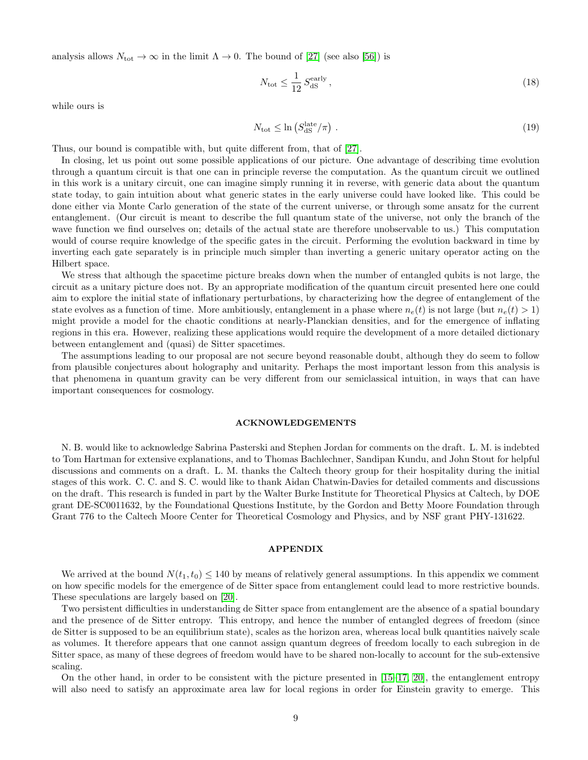analysis allows $N_{\rm tot} \to \infty$ in the limit $\Lambda \to 0$. The bound of [27] (see also [56]) is

$$N_{\rm tot} \leq \frac{1}{12}\, S_{\rm dS}^{\rm early}\,, \tag{18}$$

while ours is

$$N_{\rm tot} \leq \ln\left(S_{\rm dS}^{\rm late}/\pi\right)\,. \tag{19}$$

Thus, our bound is compatible with, but quite different from, that of [27].

In closing, let us point out some possible applications of our picture. One advantage of describing time evolution through a quantum circuit is that one can in principle reverse the computation. As the quantum circuit we outlined in this work is a unitary circuit, one can imagine simply running it in reverse, with generic data about the quantum state today, to gain intuition about what generic states in the early universe could have looked like. This could be done either via Monte Carlo generation of the state of the current universe, or through some ansatz for the current entanglement. (Our circuit is meant to describe the full quantum state of the universe, not only the branch of the wave function we find ourselves on; details of the actual state are therefore unobservable to us.) This computation would of course require knowledge of the specific gates in the circuit. Performing the evolution backward in time by inverting each gate separately is in principle much simpler than inverting a generic unitary operator acting on the Hilbert space.

We stress that although the spacetime picture breaks down when the number of entangled qubits is not large, the circuit as a unitary picture does not. By an appropriate modification of the quantum circuit presented here one could aim to explore the initial state of inflationary perturbations, by characterizing how the degree of entanglement of the state evolves as a function of time. More ambitiously, entanglement in a phase where $n_e(t)$ is not large (but $n_e(t) > 1$) might provide a model for the chaotic conditions at nearly-Planckian densities, and for the emergence of inflating regions in this era. However, realizing these applications would require the development of a more detailed dictionary between entanglement and (quasi) de Sitter spacetimes.

The assumptions leading to our proposal are not secure beyond reasonable doubt, although they do seem to follow from plausible conjectures about holography and unitarity. Perhaps the most important lesson from this analysis is that phenomena in quantum gravity can be very different from our semiclassical intuition, in ways that can have important consequences for cosmology.

## ACKNOWLEDGEMENTS

N. B. would like to acknowledge Sabrina Pasterski and Stephen Jordan for comments on the draft. L. M. is indebted to Tom Hartman for extensive explanations, and to Thomas Bachlechner, Sandipan Kundu, and John Stout for helpful discussions and comments on a draft. L. M. thanks the Caltech theory group for their hospitality during the initial stages of this work. C. C. and S. C. would like to thank Aidan Chatwin-Davies for detailed comments and discussions on the draft. This research is funded in part by the Walter Burke Institute for Theoretical Physics at Caltech, by DOE grant DE-SC0011632, by the Foundational Questions Institute, by the Gordon and Betty Moore Foundation through Grant 776 to the Caltech Moore Center for Theoretical Cosmology and Physics, and by NSF grant PHY-131622.

## APPENDIX

We arrived at the bound $N(t_1, t_0) \leq 140$ by means of relatively general assumptions. In this appendix we comment on how specific models for the emergence of de Sitter space from entanglement could lead to more restrictive bounds. These speculations are largely based on [20].

Two persistent difficulties in understanding de Sitter space from entanglement are the absence of a spatial boundary and the presence of de Sitter entropy. This entropy, and hence the number of entangled degrees of freedom (since de Sitter is supposed to be an equilibrium state), scales as the horizon area, whereas local bulk quantities naively scale as volumes. It therefore appears that one cannot assign quantum degrees of freedom locally to each subregion in de Sitter space, as many of these degrees of freedom would have to be shared non-locally to account for the sub-extensive scaling.

On the other hand, in order to be consistent with the picture presented in [15–17, 20], the entanglement entropy will also need to satisfy an approximate area law for local regions in order for Einstein gravity to emerge. This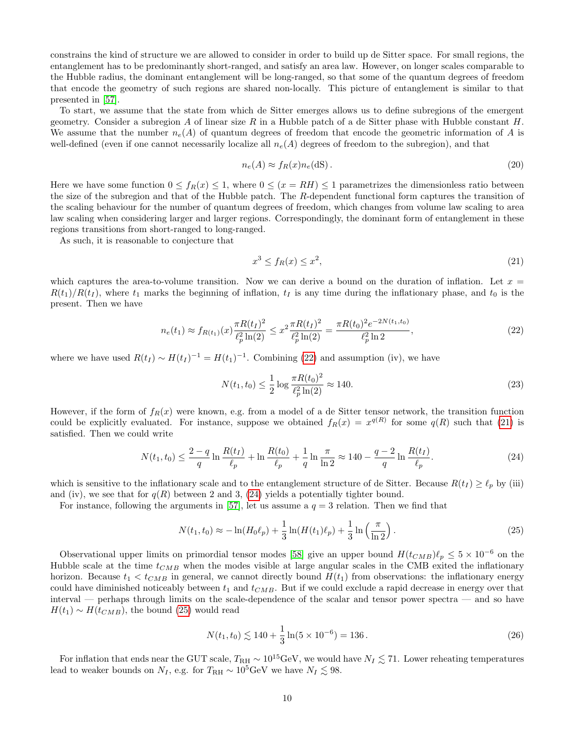constrains the kind of structure we are allowed to consider in order to build up de Sitter space. For small regions, the entanglement has to be predominantly short-ranged, and satisfy an area law. However, on longer scales comparable to the Hubble radius, the dominant entanglement will be long-ranged, so that some of the quantum degrees of freedom that encode the geometry of such regions are shared non-locally. This picture of entanglement is similar to that presented in [57].

To start, we assume that the state from which de Sitter emerges allows us to define subregions of the emergent geometry. Consider a subregion $A$ of linear size $R$ in a Hubble patch of a de Sitter phase with Hubble constant $H$. We assume that the number $n_e(A)$ of quantum degrees of freedom that encode the geometric information of $A$ is well-defined (even if one cannot necessarily localize all $n_e(A)$ degrees of freedom to the subregion), and that

$$n_e(A) \approx f_R(x) n_e(\mathrm{dS})\,. \tag{20}$$

Here we have some function $0 \leq f_R(x) \leq 1$, where $0 \leq (x = RH) \leq 1$ parametrizes the dimensionless ratio between the size of the subregion and that of the Hubble patch. The $R$-dependent functional form captures the transition of the scaling behaviour for the number of quantum degrees of freedom, which changes from volume law scaling to area law scaling when considering larger and larger regions. Correspondingly, the dominant form of entanglement in these regions transitions from short-ranged to long-ranged.

As such, it is reasonable to conjecture that

$$x^3 \leq f_R(x) \leq x^2, \tag{21}$$

which captures the area-to-volume transition. Now we can derive a bound on the duration of inflation. Let $x = R(t_1)/R(t_I)$, where $t_1$ marks the beginning of inflation, $t_I$ is any time during the inflationary phase, and $t_0$ is the present. Then we have

$$n_e(t_1) \approx f_{R(t_1)}(x) \frac{\pi R(t_I)^2}{\ell_p^2 \ln(2)} \leq x^2 \frac{\pi R(t_I)^2}{\ell_p^2 \ln(2)} = \frac{\pi R(t_0)^2 e^{-2N(t_1,t_0)}}{\ell_p^2 \ln 2}, \tag{22}$$

where we have used $R(t_I) \sim H(t_I)^{-1} = H(t_1)^{-1}$. Combining (22) and assumption (iv), we have

$$N(t_1, t_0) \leq \frac{1}{2} \log \frac{\pi R(t_0)^2}{\ell_p^2 \ln(2)} \approx 140. \tag{23}$$

However, if the form of $f_R(x)$ were known, e.g. from a model of a de Sitter tensor network, the transition function could be explicitly evaluated. For instance, suppose we obtained $f_R(x) = x^{q(R)}$ for some $q(R)$ such that (21) is satisfied. Then we could write

$$N(t_1, t_0) \leq \frac{2-q}{q} \ln \frac{R(t_I)}{\ell_p} + \ln \frac{R(t_0)}{\ell_p} + \frac{1}{q} \ln \frac{\pi}{\ln 2} \approx 140 - \frac{q-2}{q} \ln \frac{R(t_I)}{\ell_p}. \tag{24}$$

which is sensitive to the inflationary scale and to the entanglement structure of de Sitter. Because $R(t_I) \geq \ell_p$ by (iii) and (iv), we see that for $q(R)$ between 2 and 3, (24) yields a potentially tighter bound.

For instance, following the arguments in [57], let us assume a $q = 3$ relation. Then we find that

$$N(t_1, t_0) \approx -\ln(H_0 \ell_p) + \frac{1}{3} \ln(H(t_1)\ell_p) + \frac{1}{3} \ln\left(\frac{\pi}{\ln 2}\right). \tag{25}$$

Observational upper limits on primordial tensor modes [58] give an upper bound $H(t_{CMB})\ell_p \leq 5 \times 10^{-6}$ on the Hubble scale at the time $t_{CMB}$ when the modes visible at large angular scales in the CMB exited the inflationary horizon. Because $t_1 < t_{CMB}$ in general, we cannot directly bound $H(t_1)$ from observations: the inflationary energy could have diminished noticeably between $t_1$ and $t_{CMB}$. But if we could exclude a rapid decrease in energy over that interval — perhaps through limits on the scale-dependence of the scalar and tensor power spectra — and so have $H(t_1) \sim H(t_{CMB})$, the bound (25) would read

$$N(t_1, t_0) \lesssim 140 + \frac{1}{3} \ln(5 \times 10^{-6}) = 136\,. \tag{26}$$

For inflation that ends near the GUT scale, $T_{\mathrm{RH}} \sim 10^{15}$GeV, we would have $N_I \lesssim 71$. Lower reheating temperatures lead to weaker bounds on $N_I$, e.g. for $T_{\mathrm{RH}} \sim 10^5$GeV we have $N_I \lesssim 98$.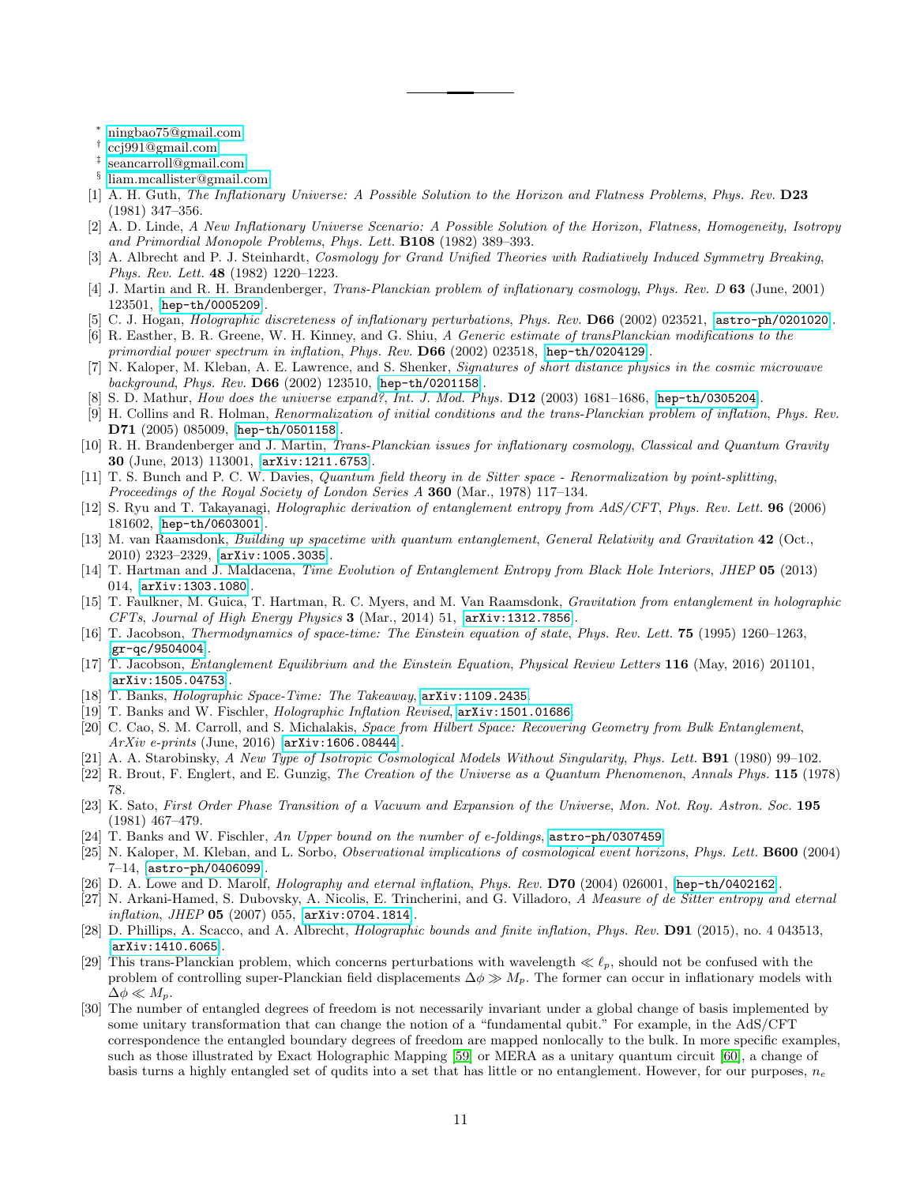---

[*] ningbao75@gmail.com

[†] ccj991@gmail.com

[‡] seancarroll@gmail.com

[§] liam.mcallister@gmail.com

[1] A. H. Guth, *The Inflationary Universe: A Possible Solution to the Horizon and Flatness Problems*, *Phys. Rev.* **D23** (1981) 347–356.

[2] A. D. Linde, *A New Inflationary Universe Scenario: A Possible Solution of the Horizon, Flatness, Homogeneity, Isotropy and Primordial Monopole Problems*, *Phys. Lett.* **B108** (1982) 389–393.

[3] A. Albrecht and P. J. Steinhardt, *Cosmology for Grand Unified Theories with Radiatively Induced Symmetry Breaking*, *Phys. Rev. Lett.* **48** (1982) 1220–1223.

[4] J. Martin and R. H. Brandenberger, *Trans-Planckian problem of inflationary cosmology*, *Phys. Rev. D* **63** (June, 2001) 123501, hep-th/0005209.

[5] C. J. Hogan, *Holographic discreteness of inflationary perturbations*, *Phys. Rev.* **D66** (2002) 023521, astro-ph/0201020.

[6] R. Easther, B. R. Greene, W. H. Kinney, and G. Shiu, *A Generic estimate of transPlanckian modifications to the primordial power spectrum in inflation*, *Phys. Rev.* **D66** (2002) 023518, hep-th/0204129.

[7] N. Kaloper, M. Kleban, A. E. Lawrence, and S. Shenker, *Signatures of short distance physics in the cosmic microwave background*, *Phys. Rev.* **D66** (2002) 123510, hep-th/0201158.

[8] S. D. Mathur, *How does the universe expand?*, *Int. J. Mod. Phys.* **D12** (2003) 1681–1686, hep-th/0305204.

[9] H. Collins and R. Holman, *Renormalization of initial conditions and the trans-Planckian problem of inflation*, *Phys. Rev.* **D71** (2005) 085009, hep-th/0501158.

[10] R. H. Brandenberger and J. Martin, *Trans-Planckian issues for inflationary cosmology*, *Classical and Quantum Gravity* **30** (June, 2013) 113001, arXiv:1211.6753.

[11] T. S. Bunch and P. C. W. Davies, *Quantum field theory in de Sitter space - Renormalization by point-splitting*, *Proceedings of the Royal Society of London Series A* **360** (Mar., 1978) 117–134.

[12] S. Ryu and T. Takayanagi, *Holographic derivation of entanglement entropy from AdS/CFT*, *Phys. Rev. Lett.* **96** (2006) 181602, hep-th/0603001.

[13] M. van Raamsdonk, *Building up spacetime with quantum entanglement*, *General Relativity and Gravitation* **42** (Oct., 2010) 2323–2329, arXiv:1005.3035.

[14] T. Hartman and J. Maldacena, *Time Evolution of Entanglement Entropy from Black Hole Interiors*, *JHEP* **05** (2013) 014, arXiv:1303.1080.

[15] T. Faulkner, M. Guica, T. Hartman, R. C. Myers, and M. Van Raamsdonk, *Gravitation from entanglement in holographic CFTs*, *Journal of High Energy Physics* **3** (Mar., 2014) 51, arXiv:1312.7856.

[16] T. Jacobson, *Thermodynamics of space-time: The Einstein equation of state*, *Phys. Rev. Lett.* **75** (1995) 1260–1263, gr-qc/9504004.

[17] T. Jacobson, *Entanglement Equilibrium and the Einstein Equation*, *Physical Review Letters* **116** (May, 2016) 201101, arXiv:1505.04753.

[18] T. Banks, *Holographic Space-Time: The Takeaway*, arXiv:1109.2435.

[19] T. Banks and W. Fischler, *Holographic Inflation Revised*, arXiv:1501.01686.

[20] C. Cao, S. M. Carroll, and S. Michalakis, *Space from Hilbert Space: Recovering Geometry from Bulk Entanglement*, *ArXiv e-prints* (June, 2016) arXiv:1606.08444.

[21] A. A. Starobinsky, *A New Type of Isotropic Cosmological Models Without Singularity*, *Phys. Lett.* **B91** (1980) 99–102.

[22] R. Brout, F. Englert, and E. Gunzig, *The Creation of the Universe as a Quantum Phenomenon*, *Annals Phys.* **115** (1978) 78.

[23] K. Sato, *First Order Phase Transition of a Vacuum and Expansion of the Universe*, *Mon. Not. Roy. Astron. Soc.* **195** (1981) 467–479.

[24] T. Banks and W. Fischler, *An Upper bound on the number of e-foldings*, astro-ph/0307459.

[25] N. Kaloper, M. Kleban, and L. Sorbo, *Observational implications of cosmological event horizons*, *Phys. Lett.* **B600** (2004) 7–14, astro-ph/0406099.

[26] D. A. Lowe and D. Marolf, *Holography and eternal inflation*, *Phys. Rev.* **D70** (2004) 026001, hep-th/0402162.

[27] N. Arkani-Hamed, S. Dubovsky, A. Nicolis, E. Trincherini, and G. Villadoro, *A Measure of de Sitter entropy and eternal inflation*, *JHEP* **05** (2007) 055, arXiv:0704.1814.

[28] D. Phillips, A. Scacco, and A. Albrecht, *Holographic bounds and finite inflation*, *Phys. Rev.* **D91** (2015), no. 4 043513, arXiv:1410.6065.

[29] This trans-Planckian problem, which concerns perturbations with wavelength $\ll \ell_p$, should not be confused with the problem of controlling super-Planckian field displacements $\Delta\phi \gg M_p$. The former can occur in inflationary models with $\Delta\phi \ll M_p$.

[30] The number of entangled degrees of freedom is not necessarily invariant under a global change of basis implemented by some unitary transformation that can change the notion of a "fundamental qubit." For example, in the AdS/CFT correspondence the entangled boundary degrees of freedom are mapped nonlocally to the bulk. In more specific examples, such as those illustrated by Exact Holographic Mapping [59] or MERA as a unitary quantum circuit [60], a change of basis turns a highly entangled set of qudits into a set that has little or no entanglement. However, for our purposes, $n_e$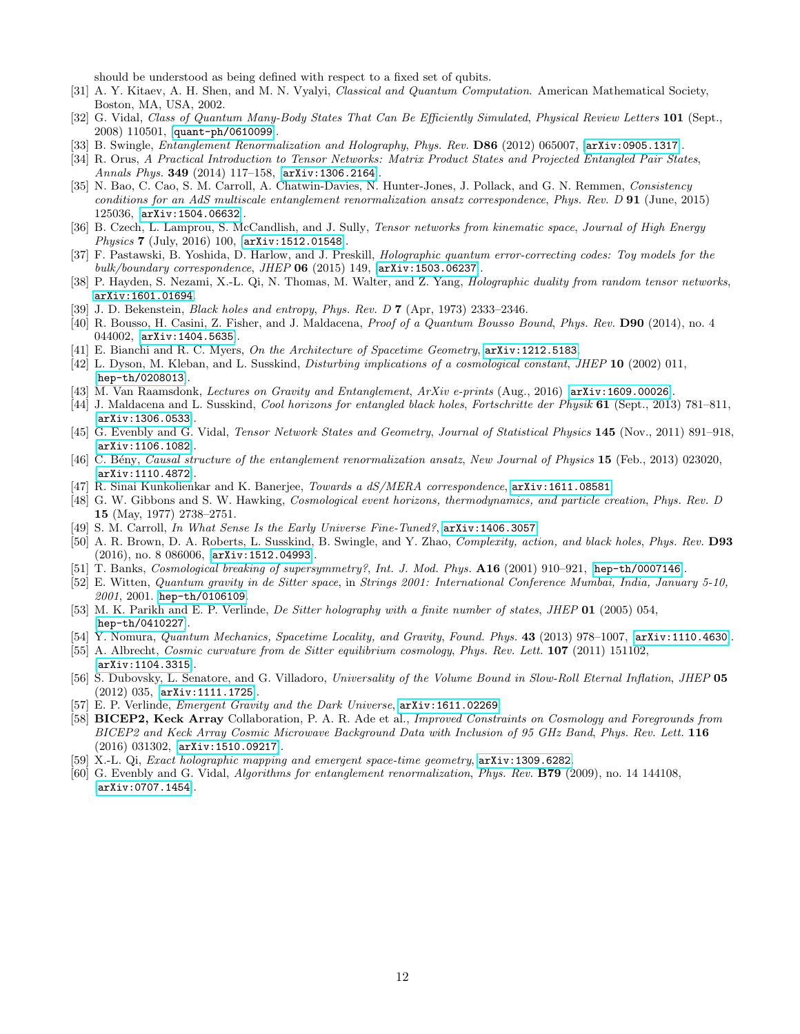should be understood as being defined with respect to a fixed set of qubits.

[31] A. Y. Kitaev, A. H. Shen, and M. N. Vyalyi, *Classical and Quantum Computation*. American Mathematical Society, Boston, MA, USA, 2002.

[32] G. Vidal, *Class of Quantum Many-Body States That Can Be Efficiently Simulated*, *Physical Review Letters* **101** (Sept., 2008) 110501, [quant-ph/0610099].

[33] B. Swingle, *Entanglement Renormalization and Holography*, *Phys. Rev.* **D86** (2012) 065007, [arXiv:0905.1317].

[34] R. Orus, *A Practical Introduction to Tensor Networks: Matrix Product States and Projected Entangled Pair States*, *Annals Phys.* **349** (2014) 117–158, [arXiv:1306.2164].

[35] N. Bao, C. Cao, S. M. Carroll, A. Chatwin-Davies, N. Hunter-Jones, J. Pollack, and G. N. Remmen, *Consistency conditions for an AdS multiscale entanglement renormalization ansatz correspondence*, *Phys. Rev. D* **91** (June, 2015) 125036, [arXiv:1504.06632].

[36] B. Czech, L. Lamprou, S. McCandlish, and J. Sully, *Tensor networks from kinematic space*, *Journal of High Energy Physics* **7** (July, 2016) 100, [arXiv:1512.01548].

[37] F. Pastawski, B. Yoshida, D. Harlow, and J. Preskill, *Holographic quantum error-correcting codes: Toy models for the bulk/boundary correspondence*, *JHEP* **06** (2015) 149, [arXiv:1503.06237].

[38] P. Hayden, S. Nezami, X.-L. Qi, N. Thomas, M. Walter, and Z. Yang, *Holographic duality from random tensor networks*, arXiv:1601.01694.

[39] J. D. Bekenstein, *Black holes and entropy*, *Phys. Rev. D* **7** (Apr, 1973) 2333–2346.

[40] R. Bousso, H. Casini, Z. Fisher, and J. Maldacena, *Proof of a Quantum Bousso Bound*, *Phys. Rev.* **D90** (2014), no. 4 044002, [arXiv:1404.5635].

[41] E. Bianchi and R. C. Myers, *On the Architecture of Spacetime Geometry*, arXiv:1212.5183.

[42] L. Dyson, M. Kleban, and L. Susskind, *Disturbing implications of a cosmological constant*, *JHEP* **10** (2002) 011, [hep-th/0208013].

[43] M. Van Raamsdonk, *Lectures on Gravity and Entanglement*, *ArXiv e-prints* (Aug., 2016) [arXiv:1609.00026].

[44] J. Maldacena and L. Susskind, *Cool horizons for entangled black holes*, *Fortschritte der Physik* **61** (Sept., 2013) 781–811, [arXiv:1306.0533].

[45] G. Evenbly and G. Vidal, *Tensor Network States and Geometry*, *Journal of Statistical Physics* **145** (Nov., 2011) 891–918, [arXiv:1106.1082].

[46] C. Bény, *Causal structure of the entanglement renormalization ansatz*, *New Journal of Physics* **15** (Feb., 2013) 023020, [arXiv:1110.4872].

[47] R. Sinai Kunkolienkar and K. Banerjee, *Towards a dS/MERA correspondence*, arXiv:1611.08581.

[48] G. W. Gibbons and S. W. Hawking, *Cosmological event horizons, thermodynamics, and particle creation*, *Phys. Rev. D* **15** (May, 1977) 2738–2751.

[49] S. M. Carroll, *In What Sense Is the Early Universe Fine-Tuned?*, arXiv:1406.3057.

[50] A. R. Brown, D. A. Roberts, L. Susskind, B. Swingle, and Y. Zhao, *Complexity, action, and black holes*, *Phys. Rev.* **D93** (2016), no. 8 086006, [arXiv:1512.04993].

[51] T. Banks, *Cosmological breaking of supersymmetry?*, *Int. J. Mod. Phys.* **A16** (2001) 910–921, [hep-th/0007146].

[52] E. Witten, *Quantum gravity in de Sitter space*, in *Strings 2001: International Conference Mumbai, India, January 5-10, 2001*, 2001. hep-th/0106109.

[53] M. K. Parikh and E. P. Verlinde, *De Sitter holography with a finite number of states*, *JHEP* **01** (2005) 054, [hep-th/0410227].

[54] Y. Nomura, *Quantum Mechanics, Spacetime Locality, and Gravity*, *Found. Phys.* **43** (2013) 978–1007, [arXiv:1110.4630].

[55] A. Albrecht, *Cosmic curvature from de Sitter equilibrium cosmology*, *Phys. Rev. Lett.* **107** (2011) 151102, [arXiv:1104.3315].

[56] S. Dubovsky, L. Senatore, and G. Villadoro, *Universality of the Volume Bound in Slow-Roll Eternal Inflation*, *JHEP* **05** (2012) 035, [arXiv:1111.1725].

[57] E. P. Verlinde, *Emergent Gravity and the Dark Universe*, arXiv:1611.02269.

[58] **BICEP2, Keck Array** Collaboration, P. A. R. Ade et al., *Improved Constraints on Cosmology and Foregrounds from BICEP2 and Keck Array Cosmic Microwave Background Data with Inclusion of 95 GHz Band*, *Phys. Rev. Lett.* **116** (2016) 031302, [arXiv:1510.09217].

[59] X.-L. Qi, *Exact holographic mapping and emergent space-time geometry*, arXiv:1309.6282.

[60] G. Evenbly and G. Vidal, *Algorithms for entanglement renormalization*, *Phys. Rev.* **B79** (2009), no. 14 144108, [arXiv:0707.1454].